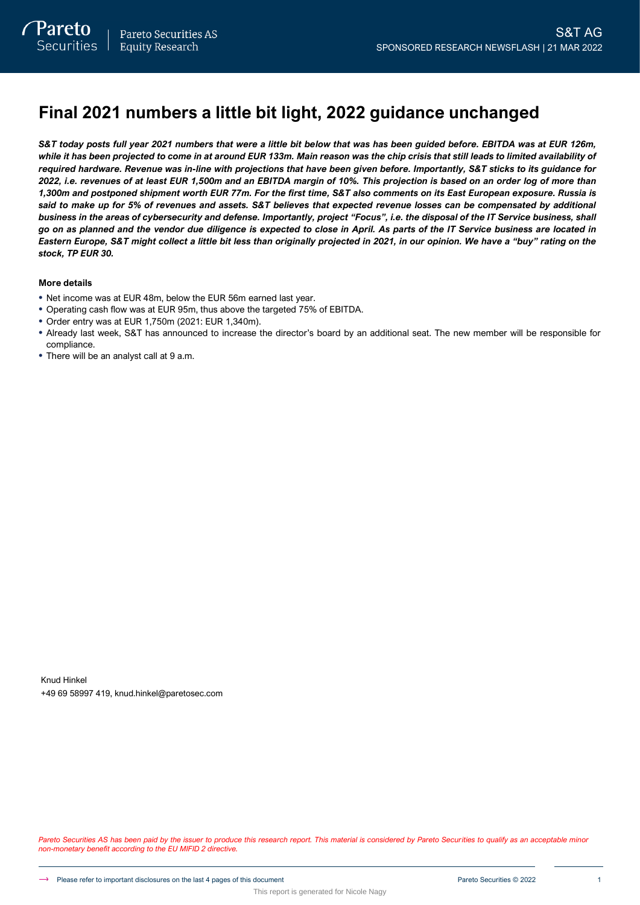# Final 2021 numbers a little bit light, 2022 guidance unchanged

***S&T today posts full year 2021 numbers that were a little bit below that was has been guided before. EBITDA was at EUR 126m, while it has been projected to come in at around EUR 133m. Main reason was the chip crisis that still leads to limited availability of required hardware. Revenue was in-line with projections that have been given before. Importantly, S&T sticks to its guidance for 2022, i.e. revenues of at least EUR 1,500m and an EBITDA margin of 10%. This projection is based on an order log of more than 1,300m and postponed shipment worth EUR 77m. For the first time, S&T also comments on its East European exposure. Russia is said to make up for 5% of revenues and assets. S&T believes that expected revenue losses can be compensated by additional business in the areas of cybersecurity and defense. Importantly, project "Focus", i.e. the disposal of the IT Service business, shall go on as planned and the vendor due diligence is expected to close in April. As parts of the IT Service business are located in Eastern Europe, S&T might collect a little bit less than originally projected in 2021, in our opinion. We have a "buy" rating on the stock, TP EUR 30.***

**More details**

- Net income was at EUR 48m, below the EUR 56m earned last year.
- Operating cash flow was at EUR 95m, thus above the targeted 75% of EBITDA.
- Order entry was at EUR 1,750m (2021: EUR 1,340m).
- Already last week, S&T has announced to increase the director's board by an additional seat. The new member will be responsible for compliance.
- There will be an analyst call at 9 a.m.

Knud Hinkel
+49 69 58997 419, knud.hinkel@paretosec.com

*Pareto Securities AS has been paid by the issuer to produce this research report. This material is considered by Pareto Securities to qualify as an acceptable minor non-monetary benefit according to the EU MIFID 2 directive.*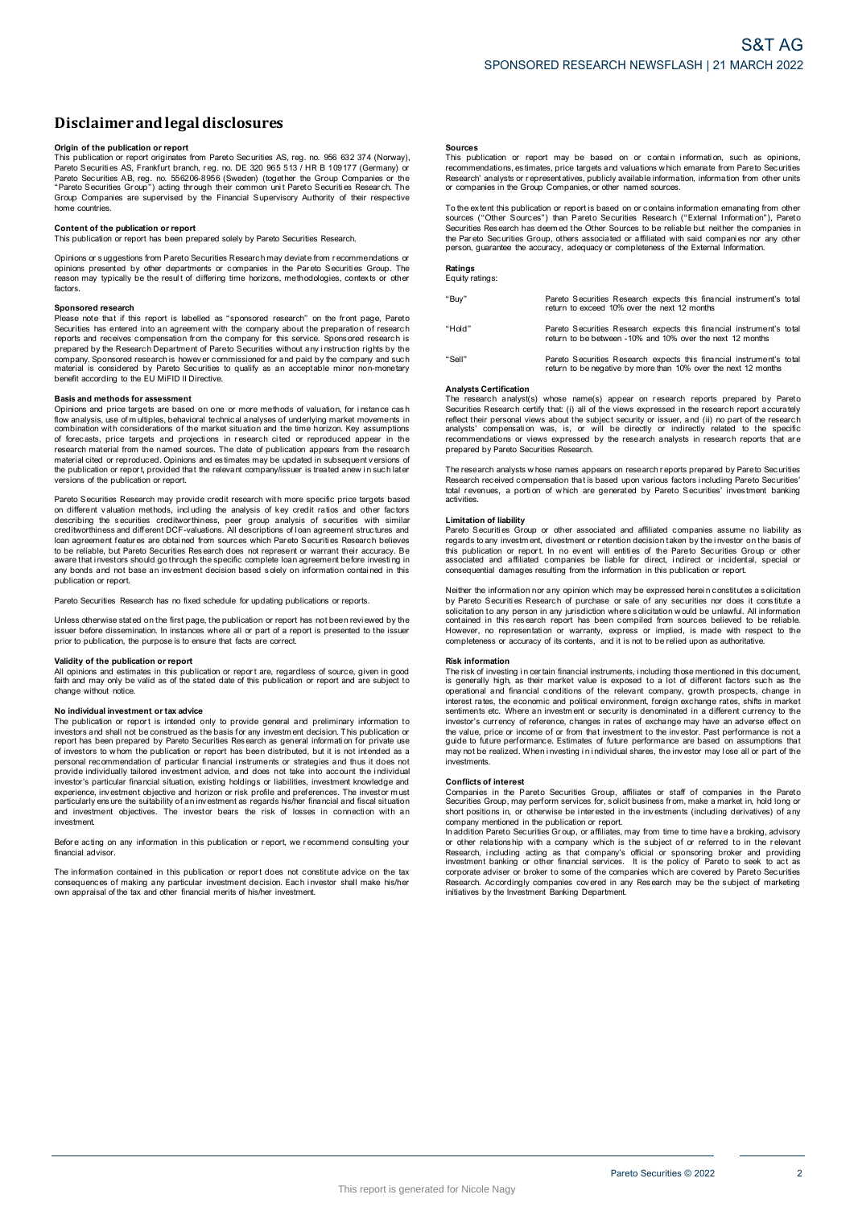# Disclaimer and legal disclosures

**Origin of the publication or report**

This publication or report originates from Pareto Securities AS, reg. no. 956 632 374 (Norway), Pareto Securities AS, Frankfurt branch, reg. no. DE 320 965 513 / HR B 109177 (Germany) or Pareto Securities AB, reg. no. 556206-8956 (Sweden) (together the Group Companies or the "Pareto Securities Group") acting through their common unit Pareto Securities Research. The Group Companies are supervised by the Financial Supervisory Authority of their respective home countries.

**Content of the publication or report**

This publication or report has been prepared solely by Pareto Securities Research.

Opinions or suggestions from Pareto Securities Research may deviate from recommendations or opinions presented by other departments or companies in the Pareto Securities Group. The reason may typically be the result of differing time horizons, methodologies, contexts or other factors.

**Sponsored research**

Please note that if this report is labelled as "sponsored research" on the front page, Pareto Securities has entered into an agreement with the company about the preparation of research reports and receives compensation from the company for this service. Sponsored research is prepared by the Research Department of Pareto Securities without any instruction rights by the company. Sponsored research is however commissioned for and paid by the company and such material is considered by Pareto Securities to qualify as an acceptable minor non-monetary benefit according to the EU MiFID II Directive.

**Basis and methods for assessment**

Opinions and price targets are based on one or more methods of valuation, for instance cash flow analysis, use of multiples, behavioral technical analyses of underlying market movements in combination with considerations of the market situation and the time horizon. Key assumptions of forecasts, price targets and projections in research cited or reproduced appear in the research material from the named sources. The date of publication appears from the research material cited or reproduced. Opinions and estimates may be updated in subsequent versions of the publication or report, provided that the relevant company/issuer is treated anew in such later versions of the publication or report.

Pareto Securities Research may provide credit research with more specific price targets based on different valuation methods, including the analysis of key credit ratios and other factors describing the securities creditworthiness, peer group analysis of securities with similar creditworthiness and different DCF-valuations. All descriptions of loan agreement structures and loan agreement features are obtained from sources which Pareto Securities Research believes to be reliable, but Pareto Securities Research does not represent or warrant their accuracy. Be aware that investors should go through the specific complete loan agreement before investing in any bonds and not base an investment decision based solely on information contained in this publication or report.

Pareto Securities Research has no fixed schedule for updating publications or reports.

Unless otherwise stated on the first page, the publication or report has not been reviewed by the issuer before dissemination. In instances where all or part of a report is presented to the issuer prior to publication, the purpose is to ensure that facts are correct.

**Validity of the publication or report**

All opinions and estimates in this publication or report are, regardless of source, given in good faith and may only be valid as of the stated date of this publication or report and are subject to change without notice.

**No individual investment or tax advice**

The publication or report is intended only to provide general and preliminary information to investors and shall not be construed as the basis for any investment decision. This publication or report has been prepared by Pareto Securities Research as general information for private use of investors to whom the publication or report has been distributed, but it is not intended as a personal recommendation of particular financial instruments or strategies and thus it does not provide individually tailored investment advice, and does not take into account the individual investor's particular financial situation, existing holdings or liabilities, investment knowledge and experience, investment objective and horizon or risk profile and preferences. The investor must particularly ensure the suitability of an investment as regards his/her financial and fiscal situation and investment objectives. The investor bears the risk of losses in connection with an investment.

Before acting on any information in this publication or report, we recommend consulting your financial advisor.

The information contained in this publication or report does not constitute advice on the tax consequences of making any particular investment decision. Each investor shall make his/her own appraisal of the tax and other financial merits of his/her investment.

**Sources**

This publication or report may be based on or contain information, such as opinions, recommendations, estimates, price targets and valuations which emanate from Pareto Securities Research' analysts or representatives, publicly available information, information from other units or companies in the Group Companies, or other named sources.

To the extent this publication or report is based on or contains information emanating from other sources ("Other Sources") than Pareto Securities Research ("External Information"), Pareto Securities Research has deemed the Other Sources to be reliable but neither the companies in the Pareto Securities Group, others associated or affiliated with said companies nor any other person, guarantee the accuracy, adequacy or completeness of the External Information.

**Ratings**

Equity ratings:

| | |
|---|---|
| "Buy" | Pareto Securities Research expects this financial instrument's total return to exceed 10% over the next 12 months |
| "Hold" | Pareto Securities Research expects this financial instrument's total return to be between -10% and 10% over the next 12 months |
| "Sell" | Pareto Securities Research expects this financial instrument's total return to be negative by more than 10% over the next 12 months |

**Analysts Certification**

The research analyst(s) whose name(s) appear on research reports prepared by Pareto Securities Research certify that: (i) all of the views expressed in the research report accurately reflect their personal views about the subject security or issuer, and (ii) no part of the research analysts' compensation was, is, or will be directly or indirectly related to the specific recommendations or views expressed by the research analysts in research reports that are prepared by Pareto Securities Research.

The research analysts whose names appears on research reports prepared by Pareto Securities Research received compensation that is based upon various factors including Pareto Securities' total revenues, a portion of which are generated by Pareto Securities' investment banking activities.

**Limitation of liability**

Pareto Securities Group or other associated and affiliated companies assume no liability as regards to any investment, divestment or retention decision taken by the investor on the basis of this publication or report. In no event will entities of the Pareto Securities Group or other associated and affiliated companies be liable for direct, indirect or incidental, special or consequential damages resulting from the information in this publication or report.

Neither the information nor any opinion which may be expressed herein constitutes a solicitation by Pareto Securities Research of purchase or sale of any securities nor does it constitute a solicitation to any person in any jurisdiction where solicitation would be unlawful. All information contained in this research report has been compiled from sources believed to be reliable. However, no representation or warranty, express or implied, is made with respect to the completeness or accuracy of its contents, and it is not to be relied upon as authoritative.

**Risk information**

The risk of investing in certain financial instruments, including those mentioned in this document, is generally high, as their market value is exposed to a lot of different factors such as the operational and financial conditions of the relevant company, growth prospects, change in interest rates, the economic and political environment, foreign exchange rates, shifts in market sentiments etc. Where an investment or security is denominated in a different currency to the investor's currency of reference, changes in rates of exchange may have an adverse effect on the value, price or income of or from that investment to the investor. Past performance is not a guide to future performance. Estimates of future performance are based on assumptions that may not be realized. When investing in individual shares, the investor may lose all or part of the investments.

**Conflicts of interest**

Companies in the Pareto Securities Group, affiliates or staff of companies in the Pareto Securities Group, may perform services for, solicit business from, make a market in, hold long or short positions in, or otherwise be interested in the investments (including derivatives) of any company mentioned in the publication or report.

In addition Pareto Securities Group, or affiliates, may from time to time have a broking, advisory or other relationship with a company which is the subject of or referred to in the relevant Research, including acting as that company's official or sponsoring broker and providing investment banking or other financial services. It is the policy of Pareto to seek to act as corporate adviser or broker to some of the companies which are covered by Pareto Securities Research. Accordingly companies covered in any Research may be the subject of marketing initiatives by the Investment Banking Department.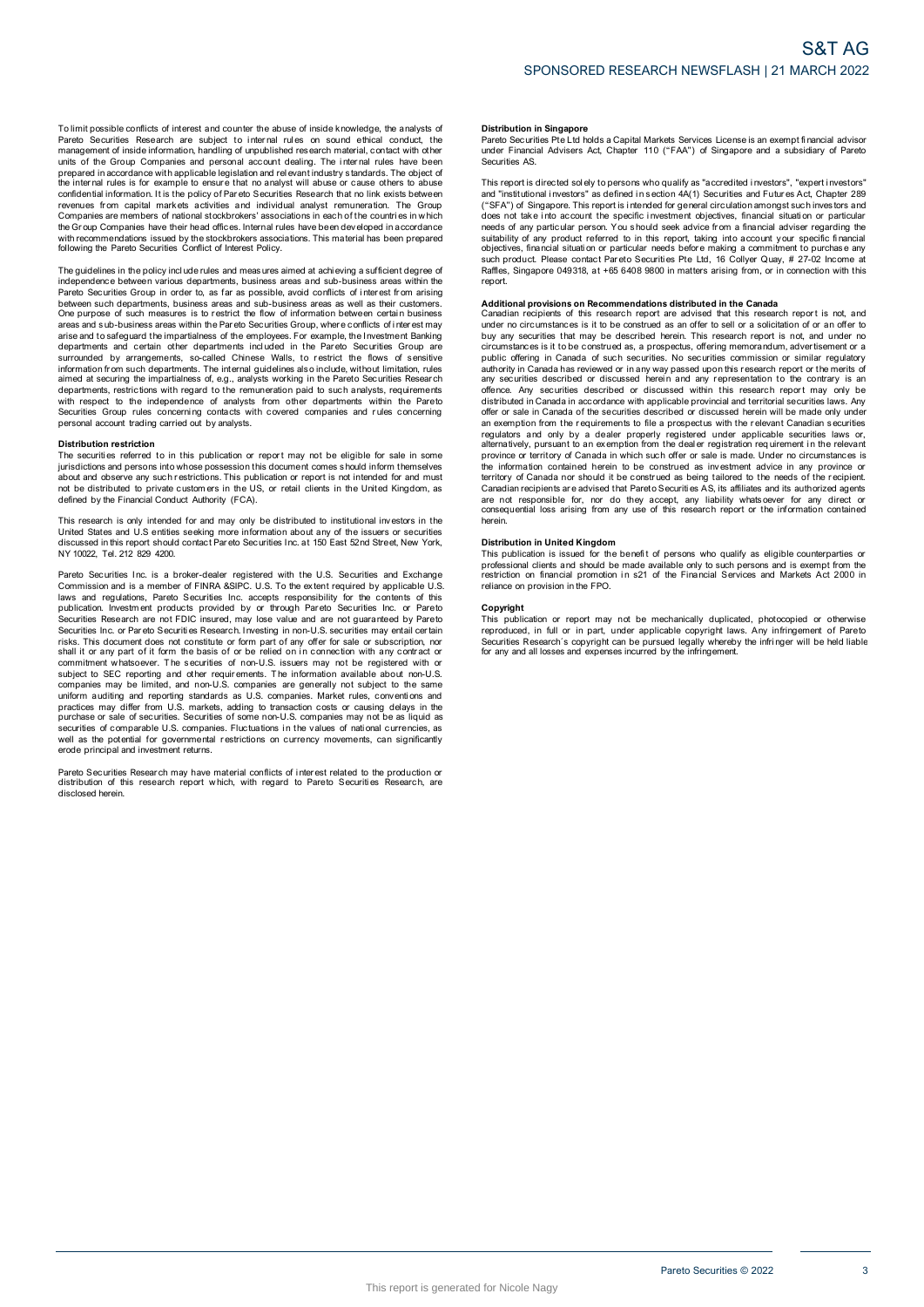To limit possible conflicts of interest and counter the abuse of inside knowledge, the analysts of Pareto Securities Research are subject to internal rules on sound ethical conduct, the management of inside information, handling of unpublished research material, contact with other units of the Group Companies and personal account dealing. The internal rules have been prepared in accordance with applicable legislation and relevant industry standards. The object of the internal rules is for example to ensure that no analyst will abuse or cause others to abuse confidential information. It is the policy of Pareto Securities Research that no link exists between revenues from capital markets activities and individual analyst remuneration. The Group Companies are members of national stockbrokers' associations in each of the countries in which the Group Companies have their head offices. Internal rules have been developed in accordance with recommendations issued by the stockbrokers associations. This material has been prepared following the Pareto Securities Conflict of Interest Policy.

The guidelines in the policy include rules and measures aimed at achieving a sufficient degree of independence between various departments, business areas and sub-business areas within the Pareto Securities Group in order to, as far as possible, avoid conflicts of interest from arising between such departments, business areas and sub-business areas as well as their customers. One purpose of such measures is to restrict the flow of information between certain business areas and sub-business areas within the Pareto Securities Group, where conflicts of interest may arise and to safeguard the impartialness of the employees. For example, the Investment Banking departments and certain other departments included in the Pareto Securities Group are surrounded by arrangements, so-called Chinese Walls, to restrict the flows of sensitive information from such departments. The internal guidelines also include, without limitation, rules aimed at securing the impartialness of, e.g., analysts working in the Pareto Securities Research departments, restrictions with regard to the remuneration paid to such analysts, requirements with respect to the independence of analysts from other departments within the Pareto Securities Group rules concerning contacts with covered companies and rules concerning personal account trading carried out by analysts.

**Distribution restriction**

The securities referred to in this publication or report may not be eligible for sale in some jurisdictions and persons into whose possession this document comes should inform themselves about and observe any such restrictions. This publication or report is not intended for and must not be distributed to private customers in the US, or retail clients in the United Kingdom, as defined by the Financial Conduct Authority (FCA).

This research is only intended for and may only be distributed to institutional investors in the United States and U.S entities seeking more information about any of the issuers or securities discussed in this report should contact Pareto Securities Inc. at 150 East 52nd Street, New York, NY 10022, Tel. 212 829 4200.

Pareto Securities Inc. is a broker-dealer registered with the U.S. Securities and Exchange Commission and is a member of FINRA &SIPC. U.S. To the extent required by applicable U.S. laws and regulations, Pareto Securities Inc. accepts responsibility for the contents of this publication. Investment products provided by or through Pareto Securities Inc. or Pareto Securities Research are not FDIC insured, may lose value and are not guaranteed by Pareto Securities Inc. or Pareto Securities Research. Investing in non-U.S. securities may entail certain risks. This document does not constitute or form part of any offer for sale or subscription, nor shall it or any part of it form the basis of or be relied on in connection with any contract or commitment whatsoever. The securities of non-U.S. issuers may not be registered with or subject to SEC reporting and other requirements. The information available about non-U.S. companies may be limited, and non-U.S. companies are generally not subject to the same uniform auditing and reporting standards as U.S. companies. Market rules, conventions and practices may differ from U.S. markets, adding to transaction costs or causing delays in the purchase or sale of securities. Securities of some non-U.S. companies may not be as liquid as securities of comparable U.S. companies. Fluctuations in the values of national currencies, as well as the potential for governmental restrictions on currency movements, can significantly erode principal and investment returns.

Pareto Securities Research may have material conflicts of interest related to the production or distribution of this research report which, with regard to Pareto Securities Research, are disclosed herein.

**Distribution in Singapore**

Pareto Securities Pte Ltd holds a Capital Markets Services License is an exempt financial advisor under Financial Advisers Act, Chapter 110 ("FAA") of Singapore and a subsidiary of Pareto Securities AS.

This report is directed solely to persons who qualify as "accredited investors", "expert investors" and "institutional investors" as defined in section 4A(1) Securities and Futures Act, Chapter 289 ("SFA") of Singapore. This report is intended for general circulation amongst such investors and does not take into account the specific investment objectives, financial situation or particular needs of any particular person. You should seek advice from a financial adviser regarding the suitability of any product referred to in this report, taking into account your specific financial objectives, financial situation or particular needs before making a commitment to purchase any such product. Please contact Pareto Securities Pte Ltd, 16 Collyer Quay, # 27-02 Income at Raffles, Singapore 049318, at +65 6408 9800 in matters arising from, or in connection with this report.

**Additional provisions on Recommendations distributed in the Canada**

Canadian recipients of this research report are advised that this research report is not, and under no circumstances is it to be construed as an offer to sell or a solicitation of or an offer to buy any securities that may be described herein. This research report is not, and under no circumstances is it to be construed as, a prospectus, offering memorandum, advertisement or a public offering in Canada of such securities. No securities commission or similar regulatory authority in Canada has reviewed or in any way passed upon this research report or the merits of any securities described or discussed herein and any representation to the contrary is an offence. Any securities described or discussed within this research report may only be distributed in Canada in accordance with applicable provincial and territorial securities laws. Any offer or sale in Canada of the securities described or discussed herein will be made only under an exemption from the requirements to file a prospectus with the relevant Canadian securities regulators and only by a dealer properly registered under applicable securities laws or, alternatively, pursuant to an exemption from the dealer registration requirement in the relevant province or territory of Canada in which such offer or sale is made. Under no circumstances is the information contained herein to be construed as investment advice in any province or territory of Canada nor should it be construed as being tailored to the needs of the recipient. Canadian recipients are advised that Pareto Securities AS, its affiliates and its authorized agents are not responsible for, nor do they accept, any liability whatsoever for any direct or consequential loss arising from any use of this research report or the information contained herein.

**Distribution in United Kingdom**

This publication is issued for the benefit of persons who qualify as eligible counterparties or professional clients and should be made available only to such persons and is exempt from the restriction on financial promotion in s21 of the Financial Services and Markets Act 2000 in reliance on provision in the FPO.

**Copyright**

This publication or report may not be mechanically duplicated, photocopied or otherwise reproduced, in full or in part, under applicable copyright laws. Any infringement of Pareto Securities Research´s copyright can be pursued legally whereby the infringer will be held liable for any and all losses and expenses incurred by the infringement.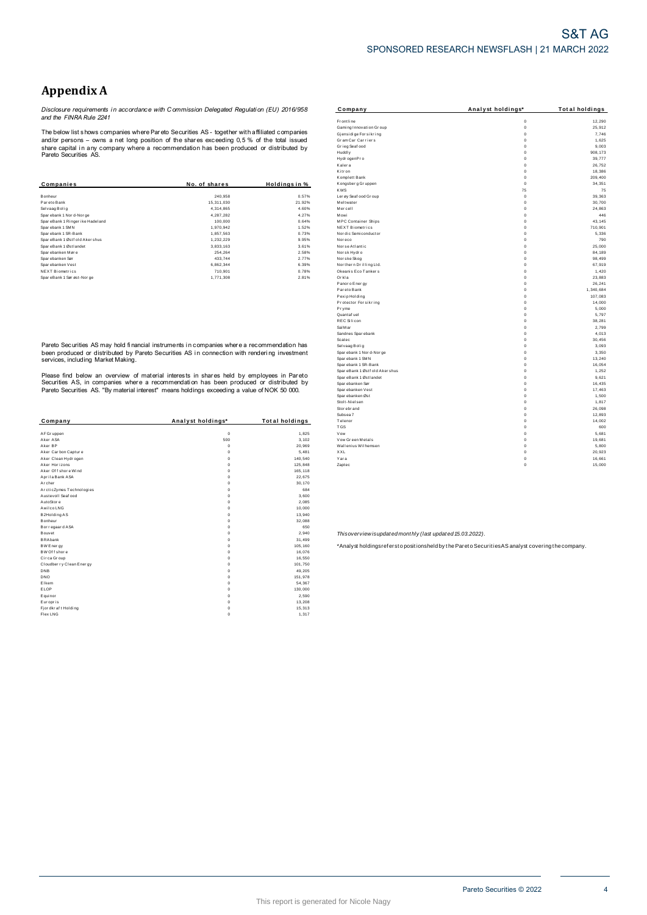# Appendix A

*Disclosure requirements in accordance with Commission Delegated Regulation (EU) 2016/958 and the FINRA Rule 2241*

The below list shows companies where Pareto Securities AS - together with affiliated companies and/or persons – owns a net long position of the shares exceeding 0,5 % of the total issued share capital in any company where a recommendation has been produced or distributed by Pareto Securities AS.

| Companies | No. of shares | Holdings in % |
|---|---|---|
| Bonheur | 240,958 | 0.57% |
| Pareto Bank | 15,311,030 | 21.92% |
| Selvaag Bolig | 4,314,865 | 4.60% |
| Sparebank 1 Nord-Norge | 4,287,282 | 4.27% |
| SpareBank 1 Ringerike Hadeland | 100,000 | 0.64% |
| Sparebank 1 SMN | 1,970,942 | 1.52% |
| Sparebank 1 SR-Bank | 1,857,563 | 0.73% |
| SpareBank 1 Østfold Akershus | 1,232,229 | 9.95% |
| SpareBank 1 Østlandet | 3,833,163 | 3.61% |
| Sparebanken Møre | 254,264 | 2.58% |
| Sparebanken Sør | 433,744 | 2.77% |
| Sparebanken Vest | 6,862,344 | 6.39% |
| NEXT Biometrics | 710,901 | 0.78% |
| SpareBank 1 Sørøst-Norge | 1,771,308 | 2.81% |

Pareto Securities AS may hold financial instruments in companies where a recommendation has been produced or distributed by Pareto Securities AS in connection with rendering investment services, including Market Making.

Please find below an overview of material interests in shares held by employees in Pareto Securities AS, in companies where a recommendation has been produced or distributed by Pareto Securities AS. "By material interest" means holdings exceeding a value of NOK 50 000.

| Company | Analyst holdings* | Total holdings |
|---|---|---|
| AF Gruppen | 0 | 1,825 |
| Aker ASA | 500 | 3,102 |
| Aker BP | 0 | 20,969 |
| Aker Carbon Capture | 0 | 5,481 |
| Aker Clean Hydrogen | 0 | 140,540 |
| Aker Horizons | 0 | 125,848 |
| Aker Offshore Wind | 0 | 165,118 |
| Aprila Bank ASA | 0 | 22,675 |
| Archer | 0 | 30,170 |
| ArcticZymes Technologies | 0 | 684 |
| Austevoll Seafood | 0 | 3,600 |
| AutoStore | 0 | 2,085 |
| Awilco LNG | 0 | 10,000 |
| B2Holding AS | 0 | 13,940 |
| Bonheur | 0 | 32,088 |
| Borregaard ASA | 0 | 650 |
| Bouvet | 0 | 2,940 |
| BRAbank | 0 | 31,499 |
| BW Energy | 0 | 105,160 |
| BW Offshore | 0 | 16,076 |
| Circa Group | 0 | 16,550 |
| Cloudberry Clean Energy | 0 | 101,750 |
| DNB | 0 | 49,205 |
| DNO | 0 | 151,978 |
| Elkem | 0 | 54,367 |
| ELOP | 0 | 130,000 |
| Equinor | 0 | 2,590 |
| Europris | 0 | 13,208 |
| Fjordkraft Holding | 0 | 15,313 |
| Flex LNG | 0 | 1,317 |
| Frontline | 0 | 12,290 |
| Gaming Innovation Group | 0 | 25,912 |
| Gjensidige Forsikring | 0 | 7,746 |
| Gram Car Carriers | 0 | 1,625 |
| Grieg Seafood | 0 | 9,003 |
| Huddly | 0 | 908,173 |
| HydrogenPro | 0 | 39,777 |
| Kalera | 0 | 26,752 |
| Kitron | 0 | 18,386 |
| Komplett Bank | 0 | 209,400 |
| Kongsberg Gruppen | 0 | 34,351 |
| KWS | 75 | 75 |
| Lerøy Seafood Group | 0 | 39,363 |
| Meltwater | 0 | 30,700 |
| Mercell | 0 | 24,863 |
| Mowi | 0 | 446 |
| MPC Container Ships | 0 | 43,145 |
| NEXT Biometrics | 0 | 710,901 |
| Nordic Semiconductor | 0 | 5,336 |
| Noreco | 0 | 790 |
| Norse Atlantic | 0 | 25,000 |
| Norsk Hydro | 0 | 84,189 |
| Norske Skog | 0 | 98,499 |
| Northern Drilling Ltd. | 0 | 67,919 |
| Okeanis Eco Tankers | 0 | 1,420 |
| Orkla | 0 | 23,883 |
| Panoro Energy | 0 | 26,241 |
| Pareto Bank | 0 | 1,340,684 |
| Pexip Holding | 0 | 107,083 |
| Protector Forsikring | 0 | 14,000 |
| Pryme | 0 | 5,000 |
| Quantafuel | 0 | 5,797 |
| REC Silicon | 0 | 38,281 |
| SalMar | 0 | 2,799 |
| Sandnes Sparebank | 0 | 4,013 |
| Scatec | 0 | 30,456 |
| Selvaag Bolig | 0 | 3,093 |
| Sparebank 1 Nord-Norge | 0 | 3,350 |
| Sparebank 1 SMN | 0 | 13,240 |
| Sparebank 1 SR-Bank | 0 | 16,054 |
| SpareBank 1 Østfold Akershus | 0 | 1,252 |
| SpareBank 1 Østlandet | 0 | 9,621 |
| Sparebanken Sør | 0 | 16,435 |
| Sparebanken Vest | 0 | 17,463 |
| Sparebanken Øst | 0 | 1,500 |
| Stolt-Nielsen | 0 | 1,817 |
| Storebrand | 0 | 26,098 |
| Subsea 7 | 0 | 12,893 |
| Telenor | 0 | 14,002 |
| TGS | 0 | 600 |
| Vow | 0 | 5,681 |
| Vow Green Metals | 0 | 19,681 |
| Wallenius Wilhemsen | 0 | 5,800 |
| XXL | 0 | 20,923 |
| Yara | 0 | 16,661 |
| Zaptec | 0 | 15,000 |

*This overview is updated monthly (last updated 15.03.2022).*

*Analyst holdings refers to positions held by the Pareto Securities AS analyst covering the company.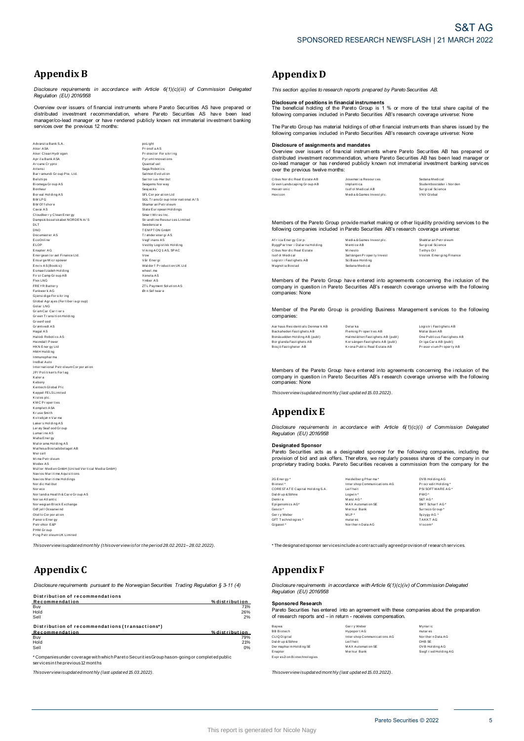## Appendix B

*Disclosure requirements in accordance with Article 6(1)(c)(iii) of Commission Delegated Regulation (EU) 2016/958*

Overview over issuers of financial instruments where Pareto Securities AS have prepared or distributed investment recommendation, where Pareto Securities AS have been lead manager/co-lead manager or have rendered publicly known not immaterial investment banking services over the previous 12 months:

| | |
|---|---|
| Advanzia Bank S.A. | poLight |
| Aker ASA | Pronofa AS |
| Aker Clean Hydrogen | Protector Forsikring |
| Aprila Bank ASA | PyrumInnovations |
| Arcane Crypto | Quantafuel |
| Attensi | Saga Robotics |
| Barramundi Group Pte. Ltd. | Salmon Evolution |
| Belships | Sartorius-Herbst |
| Biomega Group AS | Seagems Norway |
| Bonheur | Seajacks |
| Boreal Holding AS | SFL Corporation Ltd |
| BW LPG | SGL TransGroup International A/S |
| BW Offshore | Shamaran Petroleum |
| Cavai AS | Slate European Holdings |
| Cloudberry Clean Energy | Smart Wires Inc. |
| Dampskibsselskabet NORDEN A/S | Strandline Resources Limited |
| DLT | Swedencare |
| DNO | TEMPTON GmbH |
| Documaster AS | Trønderenergi AS |
| EcoOnline | Vegfinans AS |
| ELOP | Vestby Logistikk Holding |
| Enapter AG | Viking ACQ 1 AS, SPAC |
| Energean Israel Finance Ltd. | Vow |
| Ensurge Micropower | Vår Energi |
| Enviv AS (Bookis) | Waldorf Production UK Ltd |
| Esmaeilzadeh Holding | wheel.me |
| First Camp Group AB | Xeneta AS |
| Flex LNG | Ymber AS |
| FREYR Battery | ZTL Payment Solution AS |
| Funkwerk AG | Ørn Software |
| Gjensidige Forsikring | |
| Global Agrajes (Fertiberia group) | |
| Golar LNG | |
| GramCar Carriers | |
| Green Transition Holding | |
| Greenfood | |
| Grøntvedt AS | |
| Hagal AS | |
| Halodi Robotics AS | |
| Heimdall Power | |
| HKN Energy Ltd | |
| HMH Holding | |
| Immunopharma | |
| InoBat Auto | |
| International Petroleum Corporation | |
| JP/ Politiken's Forlag | |
| Kalera | |
| Kebony | |
| Kentech Global Plc | |
| Keppel FELS Limited | |
| Kistos plc. | |
| KMC Properties | |
| Komplett ASA | |
| Kruse Smith | |
| Kvitebjørn Varme | |
| Lakers Holding AS | |
| Lerøy Seafood Group | |
| Lumarine AS | |
| Maha Energy | |
| Malorama Holding AS | |
| Mathesa Bostadsbolaget AB | |
| Mercell | |
| Mime Petroleum | |
| Modex AS | |
| Müller Medien GmbH (United Vertical Media GmbH) | |
| Navios Maritime Aquisitions | |
| Navios Maritime Holdings | |
| Nordic Halibut | |
| Noreco | |
| Norlandia Health & Care Group AS | |
| Norse Atlantic | |
| Norwegian Block Exchange | |
| Odfjell Oceanwind | |
| Otello Corporation | |
| Panoro Energy | |
| PetroNor E&P | |
| PHM Group | |
| Ping Petroleum UK Limited | |

*This overview is updated monthly (this overview is for the period 28.02.2021 – 28.02.2022).*

## Appendix C

*Disclosure requirements pursuant to the Norwegian Securities Trading Regulation § 3-11 (4)*

**Distribution of recommendations**

| Recommendation | % distribution |
|---|---|
| Buy | 71% |
| Hold | 26% |
| Sell | 2% |

**Distribution of recommendations (transactions*)**

| Recommendation | % distribution |
|---|---|
| Buy | 79% |
| Hold | 21% |
| Sell | 0% |

\* Companies under coverage with which Pareto Securities Group has on-going or completed public services in the previous 12 months

*This overview is updated monthly (last updated 15.03.2022).*

## Appendix D

*This section applies to research reports prepared by Pareto Securities AB.*

**Disclosure of positions in financial instruments**
The beneficial holding of the Pareto Group is 1 % or more of the total share capital of the following companies included in Pareto Securities AB's research coverage universe: None

The Pareto Group has material holdings of other financial instruments than shares issued by the following companies included in Pareto Securities AB's research coverage universe: None

**Disclosure of assignments and mandates**
Overview over issuers of financial instruments where Pareto Securities AB has prepared or distributed investment recommendation, where Pareto Securities AB has been lead manager or co-lead manager or has rendered publicly known not immaterial investment banking services over the previous twelve months:

| | | |
|---|---|---|
| Cibus Nordic Real Estate AB | Josemaria Resources | Sedana Medical |
| Green Landscaping Group AB | Implantica | Studentbostäder i Norden |
| Hexatronic | Isofol Medical AB | Surgical Science |
| Hexicon | Media & Games Invest plc. | VNV Global |

Members of the Pareto Group provide market making or other liquidity providing services to the following companies included in Pareto Securities AB's research coverage universe:

| | | |
|---|---|---|
| Africa Energy Corp. | Media & Games Invest plc. | ShaMaran Petroleum |
| ByggPartner i Dalarna Holding | Mentice AB | Surgical Science |
| Cibus Nordic Real Estate | Minesto | Tethys Oil |
| Isofol Medical | Saltängen Property Invest | Vostok Emerging Finance |
| Logistri Fastighets AB | SciBase Holding | |
| Magnolia Bostad | Sedana Medical | |

Members of the Pareto Group have entered into agreements concerning the inclusion of the company in question in Pareto Securities AB's research coverage universe with the following companies: None

Member of the Pareto Group is providing Business Management services to the following companies:

| | | |
|---|---|---|
| Aarhus Residentials Denmark AB | Delarka | Logistri Fastighets AB |
| Backaheden Fastighets AB | Fleming Properties AB | Mälaråsen AB |
| Bonäsudden Holding AB (publ) | Halmslätten Fastighets AB (publ) | One Publicus Fastighets AB |
| Borglanda Fastighets AB | Korsängen Fastighets AB (publ) | Origa Care AB (publ) |
| Bosjö Fastigheter AB | Krona Public Real Estate AB | Preservium Property AB |

Members of the Pareto Group have entered into agreements concerning the inclusion of the company in question in Pareto Securities AB's research coverage universe with the following companies: None

*This overview is updated monthly (last updated 15.03.2022).*

## Appendix E

*Disclosure requirements in accordance with Article 6(1)(c)(i) of Commission Delegated Regulation (EU) 2016/958*

**Designated Sponsor**
Pareto Securities acts as a designated sponsor for the following companies, including the provision of bid and ask offers. Therefore, we regularly possess shares of the company in our proprietary trading books. Pareto Securities receives a commission from the company for the

| | | |
|---|---|---|
| 2G Energy * | Heidelberg Pharma * | OVB Holding AG |
| Biotest * | Intershop Communications AG | Procredit Holding * |
| CORESTATE Capital Holding S.A. | Leifheit | PSI SOFTWARE AG * |
| Daldrup & Söhne | Logwin * | PWO * |
| Demire | Manz AG * | S&T AG * |
| Epigenomics AG* | MAX Automation SE | SMT Scharf AG * |
| Gesco * | Merkur Bank | Surteco Group * |
| Gerry Weber | MLP * | Syzygy AG * |
| GFT Technologies * | mutares | TAKKT AG |
| Gigaset * | Northern Data AG | Viscom * |

\* The designated sponsor services include a contractually agreed provision of research services.

## Appendix F

*Disclosure requirements in accordance with Article 6(1)(c)(iv) of Commission Delegated Regulation (EU) 2016/958*

**Sponsored Research**
Pareto Securities has entered into an agreement with these companies about the preparation of research reports and – in return - receives compensation.

| | | |
|---|---|---|
| Baywa | Gerry Weber | Mynaric |
| BB Biotech | Hypoport AG | mutares |
| CLIQ Digital | Intershop Communications AG | Northern Data AG |
| Daldrup & Söhne | Leifheit | OHB SE |
| Dermapharm Holding SE | MAX Automation SE | OVB Holding AG |
| Enapter | Merkur Bank | Siegfried Holding AG |
| Expres2ion Biotechnologies | | |

*This overview is updated monthly (last updated 15.03.2022).*